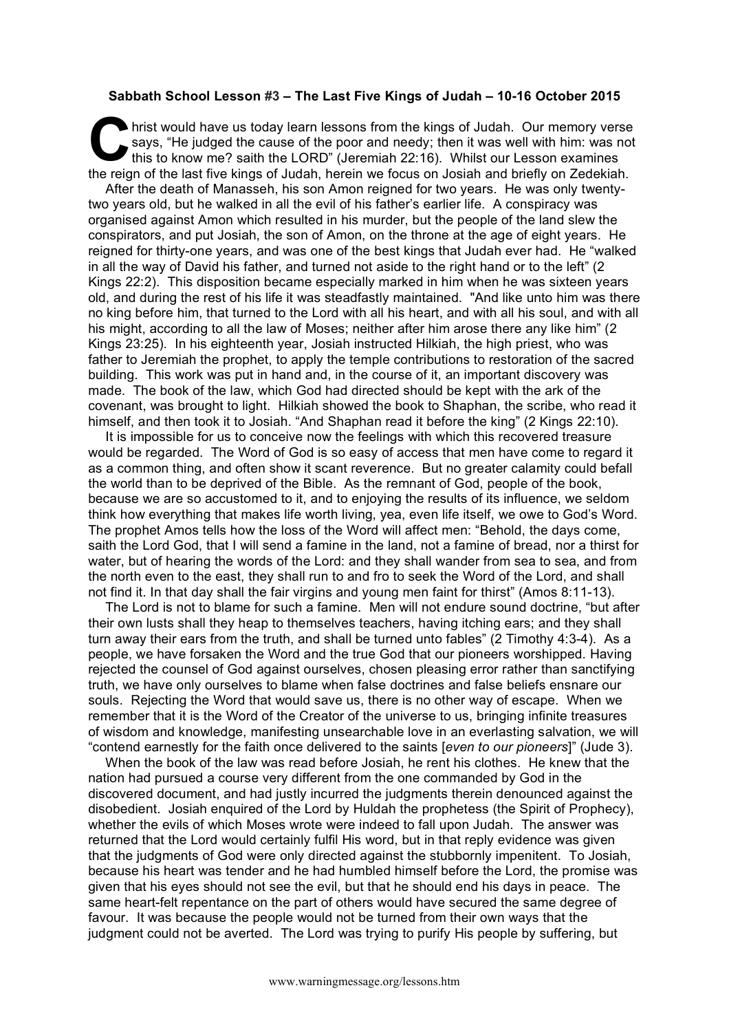**Sabbath School Lesson #3 – The Last Five Kings of Judah – 10-16 October 2015**

Christ would have us today learn lessons from the kings of Judah. Our memory verse says, "He judged the cause of the poor and needy; then it was well with him: was not this to know me? saith the LORD" (Jeremiah 22:16). Whilst our Lesson examines the reign of the last five kings of Judah, herein we focus on Josiah and briefly on Zedekiah.

After the death of Manasseh, his son Amon reigned for two years. He was only twenty-two years old, but he walked in all the evil of his father's earlier life. A conspiracy was organised against Amon which resulted in his murder, but the people of the land slew the conspirators, and put Josiah, the son of Amon, on the throne at the age of eight years. He reigned for thirty-one years, and was one of the best kings that Judah ever had. He "walked in all the way of David his father, and turned not aside to the right hand or to the left" (2 Kings 22:2). This disposition became especially marked in him when he was sixteen years old, and during the rest of his life it was steadfastly maintained. "And like unto him was there no king before him, that turned to the Lord with all his heart, and with all his soul, and with all his might, according to all the law of Moses; neither after him arose there any like him" (2 Kings 23:25). In his eighteenth year, Josiah instructed Hilkiah, the high priest, who was father to Jeremiah the prophet, to apply the temple contributions to restoration of the sacred building. This work was put in hand and, in the course of it, an important discovery was made. The book of the law, which God had directed should be kept with the ark of the covenant, was brought to light. Hilkiah showed the book to Shaphan, the scribe, who read it himself, and then took it to Josiah. "And Shaphan read it before the king" (2 Kings 22:10).

It is impossible for us to conceive now the feelings with which this recovered treasure would be regarded. The Word of God is so easy of access that men have come to regard it as a common thing, and often show it scant reverence. But no greater calamity could befall the world than to be deprived of the Bible. As the remnant of God, people of the book, because we are so accustomed to it, and to enjoying the results of its influence, we seldom think how everything that makes life worth living, yea, even life itself, we owe to God's Word. The prophet Amos tells how the loss of the Word will affect men: "Behold, the days come, saith the Lord God, that I will send a famine in the land, not a famine of bread, nor a thirst for water, but of hearing the words of the Lord: and they shall wander from sea to sea, and from the north even to the east, they shall run to and fro to seek the Word of the Lord, and shall not find it. In that day shall the fair virgins and young men faint for thirst" (Amos 8:11-13).

The Lord is not to blame for such a famine. Men will not endure sound doctrine, "but after their own lusts shall they heap to themselves teachers, having itching ears; and they shall turn away their ears from the truth, and shall be turned unto fables" (2 Timothy 4:3-4). As a people, we have forsaken the Word and the true God that our pioneers worshipped. Having rejected the counsel of God against ourselves, chosen pleasing error rather than sanctifying truth, we have only ourselves to blame when false doctrines and false beliefs ensnare our souls. Rejecting the Word that would save us, there is no other way of escape. When we remember that it is the Word of the Creator of the universe to us, bringing infinite treasures of wisdom and knowledge, manifesting unsearchable love in an everlasting salvation, we will "contend earnestly for the faith once delivered to the saints [*even to our pioneers*]" (Jude 3).

When the book of the law was read before Josiah, he rent his clothes. He knew that the nation had pursued a course very different from the one commanded by God in the discovered document, and had justly incurred the judgments therein denounced against the disobedient. Josiah enquired of the Lord by Huldah the prophetess (the Spirit of Prophecy), whether the evils of which Moses wrote were indeed to fall upon Judah. The answer was returned that the Lord would certainly fulfil His word, but in that reply evidence was given that the judgments of God were only directed against the stubbornly impenitent. To Josiah, because his heart was tender and he had humbled himself before the Lord, the promise was given that his eyes should not see the evil, but that he should end his days in peace. The same heart-felt repentance on the part of others would have secured the same degree of favour. It was because the people would not be turned from their own ways that the judgment could not be averted. The Lord was trying to purify His people by suffering, but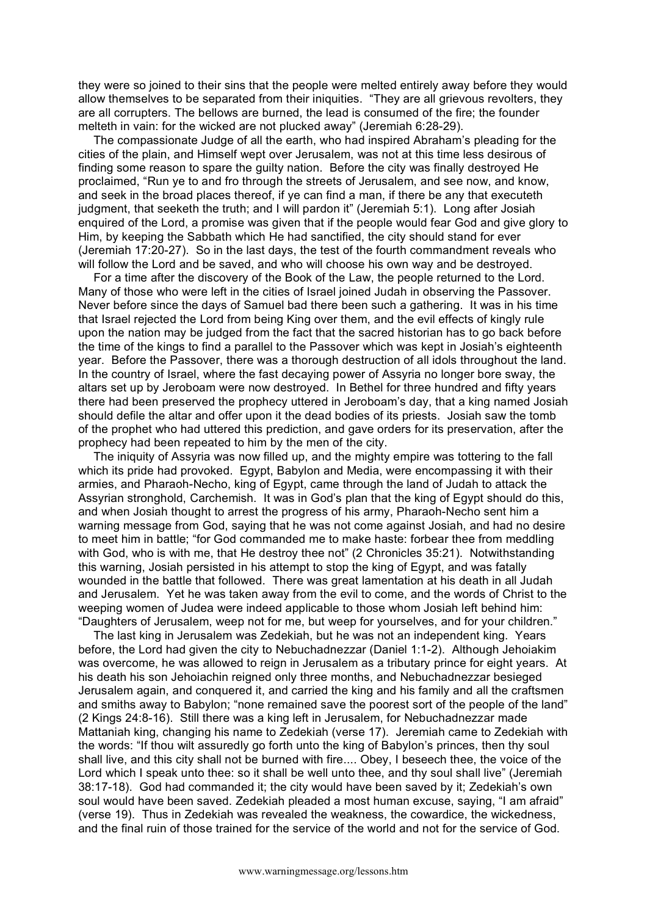they were so joined to their sins that the people were melted entirely away before they would allow themselves to be separated from their iniquities. "They are all grievous revolters, they are all corrupters. The bellows are burned, the lead is consumed of the fire; the founder melteth in vain: for the wicked are not plucked away" (Jeremiah 6:28-29).

The compassionate Judge of all the earth, who had inspired Abraham's pleading for the cities of the plain, and Himself wept over Jerusalem, was not at this time less desirous of finding some reason to spare the guilty nation. Before the city was finally destroyed He proclaimed, "Run ye to and fro through the streets of Jerusalem, and see now, and know, and seek in the broad places thereof, if ye can find a man, if there be any that executeth judgment, that seeketh the truth; and I will pardon it" (Jeremiah 5:1). Long after Josiah enquired of the Lord, a promise was given that if the people would fear God and give glory to Him, by keeping the Sabbath which He had sanctified, the city should stand for ever (Jeremiah 17:20-27). So in the last days, the test of the fourth commandment reveals who will follow the Lord and be saved, and who will choose his own way and be destroyed.

For a time after the discovery of the Book of the Law, the people returned to the Lord. Many of those who were left in the cities of Israel joined Judah in observing the Passover. Never before since the days of Samuel bad there been such a gathering. It was in his time that Israel rejected the Lord from being King over them, and the evil effects of kingly rule upon the nation may be judged from the fact that the sacred historian has to go back before the time of the kings to find a parallel to the Passover which was kept in Josiah's eighteenth year. Before the Passover, there was a thorough destruction of all idols throughout the land. In the country of Israel, where the fast decaying power of Assyria no longer bore sway, the altars set up by Jeroboam were now destroyed. In Bethel for three hundred and fifty years there had been preserved the prophecy uttered in Jeroboam's day, that a king named Josiah should defile the altar and offer upon it the dead bodies of its priests. Josiah saw the tomb of the prophet who had uttered this prediction, and gave orders for its preservation, after the prophecy had been repeated to him by the men of the city.

The iniquity of Assyria was now filled up, and the mighty empire was tottering to the fall which its pride had provoked. Egypt, Babylon and Media, were encompassing it with their armies, and Pharaoh-Necho, king of Egypt, came through the land of Judah to attack the Assyrian stronghold, Carchemish. It was in God's plan that the king of Egypt should do this, and when Josiah thought to arrest the progress of his army, Pharaoh-Necho sent him a warning message from God, saying that he was not come against Josiah, and had no desire to meet him in battle; "for God commanded me to make haste: forbear thee from meddling with God, who is with me, that He destroy thee not" (2 Chronicles 35:21). Notwithstanding this warning, Josiah persisted in his attempt to stop the king of Egypt, and was fatally wounded in the battle that followed. There was great lamentation at his death in all Judah and Jerusalem. Yet he was taken away from the evil to come, and the words of Christ to the weeping women of Judea were indeed applicable to those whom Josiah left behind him: "Daughters of Jerusalem, weep not for me, but weep for yourselves, and for your children."

The last king in Jerusalem was Zedekiah, but he was not an independent king. Years before, the Lord had given the city to Nebuchadnezzar (Daniel 1:1-2). Although Jehoiakim was overcome, he was allowed to reign in Jerusalem as a tributary prince for eight years. At his death his son Jehoiachin reigned only three months, and Nebuchadnezzar besieged Jerusalem again, and conquered it, and carried the king and his family and all the craftsmen and smiths away to Babylon; "none remained save the poorest sort of the people of the land" (2 Kings 24:8-16). Still there was a king left in Jerusalem, for Nebuchadnezzar made Mattaniah king, changing his name to Zedekiah (verse 17). Jeremiah came to Zedekiah with the words: "If thou wilt assuredly go forth unto the king of Babylon's princes, then thy soul shall live, and this city shall not be burned with fire.... Obey, I beseech thee, the voice of the Lord which I speak unto thee: so it shall be well unto thee, and thy soul shall live" (Jeremiah 38:17-18). God had commanded it; the city would have been saved by it; Zedekiah's own soul would have been saved. Zedekiah pleaded a most human excuse, saying, "I am afraid" (verse 19). Thus in Zedekiah was revealed the weakness, the cowardice, the wickedness, and the final ruin of those trained for the service of the world and not for the service of God.